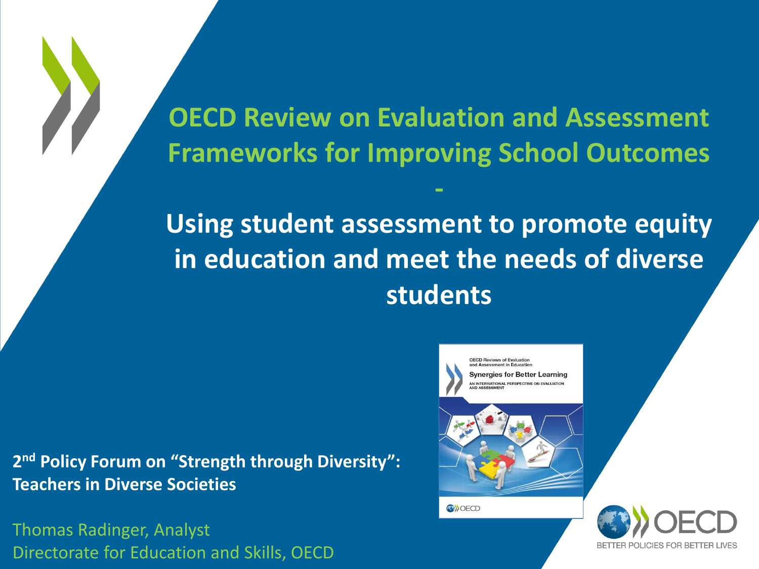# OECD Review on Evaluation and Assessment Frameworks for Improving School Outcomes

-

## Using student assessment to promote equity in education and meet the needs of diverse students

**2nd Policy Forum on "Strength through Diversity": Teachers in Diverse Societies**

Thomas Radinger, Analyst
Directorate for Education and Skills, OECD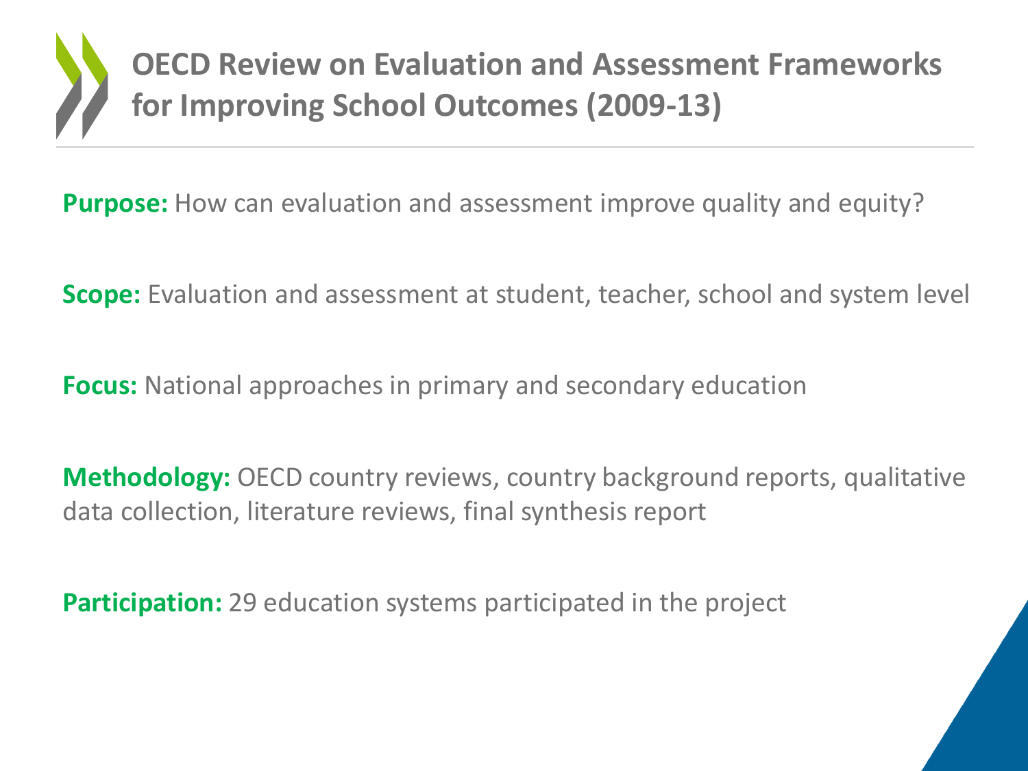# OECD Review on Evaluation and Assessment Frameworks for Improving School Outcomes (2009-13)

**Purpose:** How can evaluation and assessment improve quality and equity?

**Scope:** Evaluation and assessment at student, teacher, school and system level

**Focus:** National approaches in primary and secondary education

**Methodology:** OECD country reviews, country background reports, qualitative data collection, literature reviews, final synthesis report

**Participation:** 29 education systems participated in the project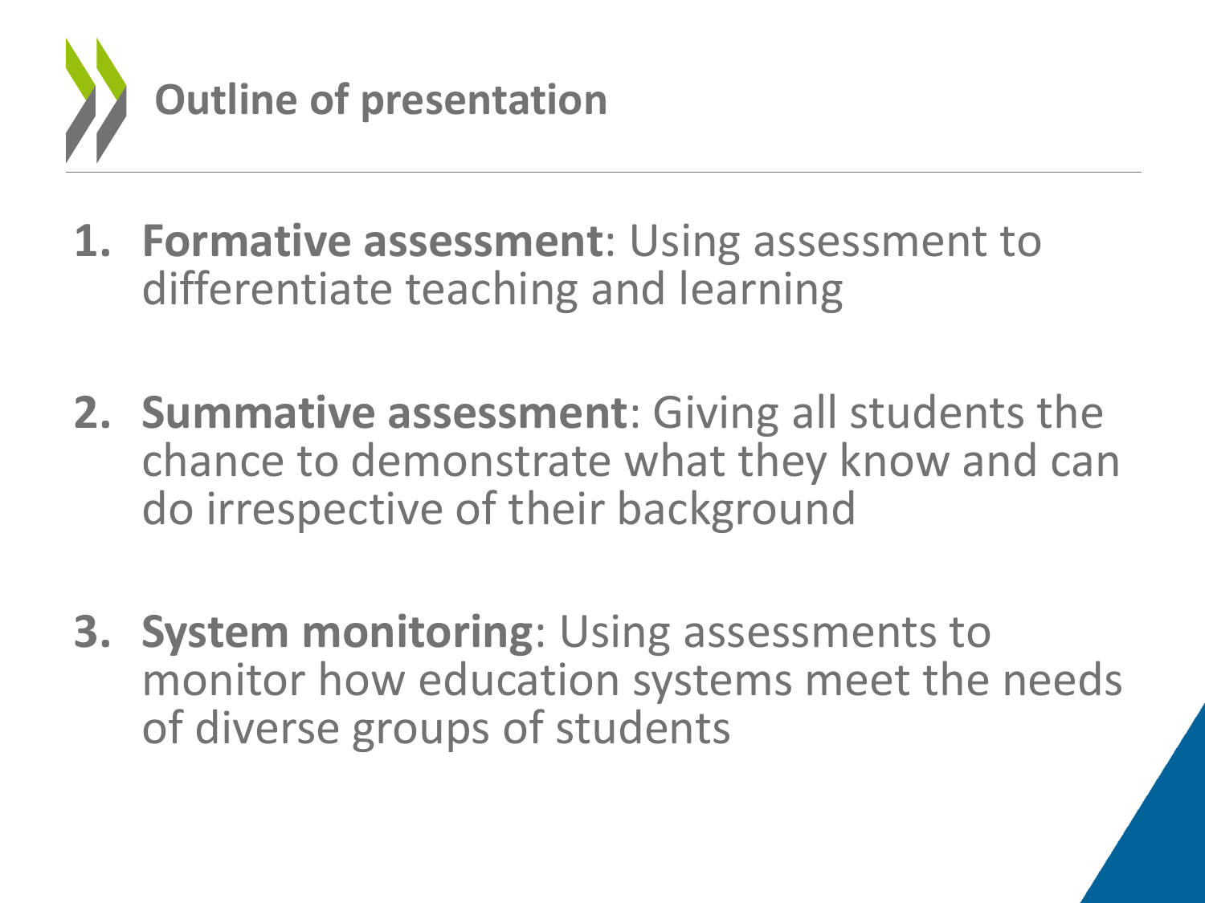# Outline of presentation

1. **Formative assessment**: Using assessment to differentiate teaching and learning

2. **Summative assessment**: Giving all students the chance to demonstrate what they know and can do irrespective of their background

3. **System monitoring**: Using assessments to monitor how education systems meet the needs of diverse groups of students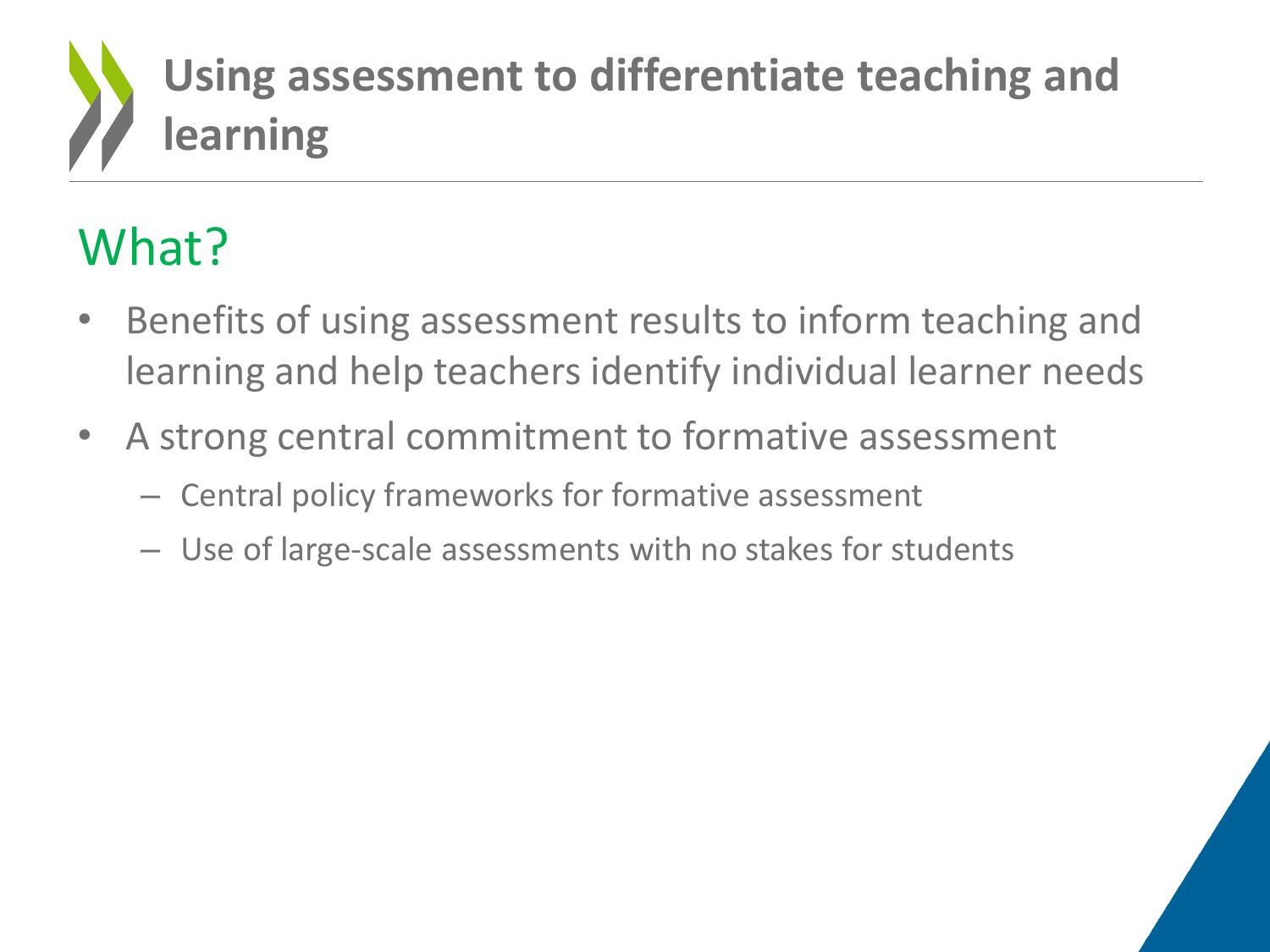# Using assessment to differentiate teaching and learning

## What?

- Benefits of using assessment results to inform teaching and learning and help teachers identify individual learner needs
- A strong central commitment to formative assessment
  - Central policy frameworks for formative assessment
  - Use of large-scale assessments with no stakes for students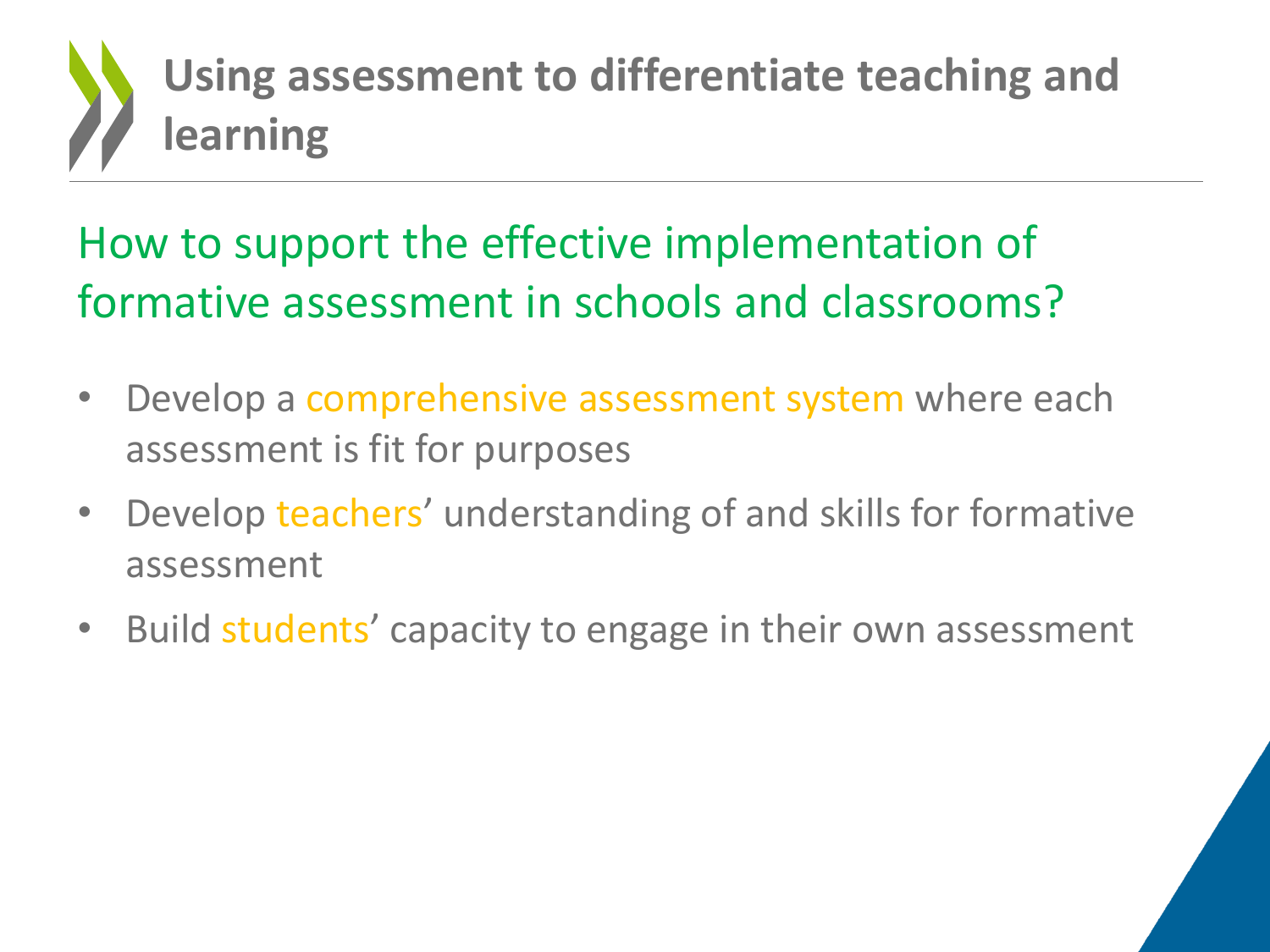# Using assessment to differentiate teaching and learning

## How to support the effective implementation of formative assessment in schools and classrooms?

- Develop a comprehensive assessment system where each assessment is fit for purposes
- Develop teachers' understanding of and skills for formative assessment
- Build students' capacity to engage in their own assessment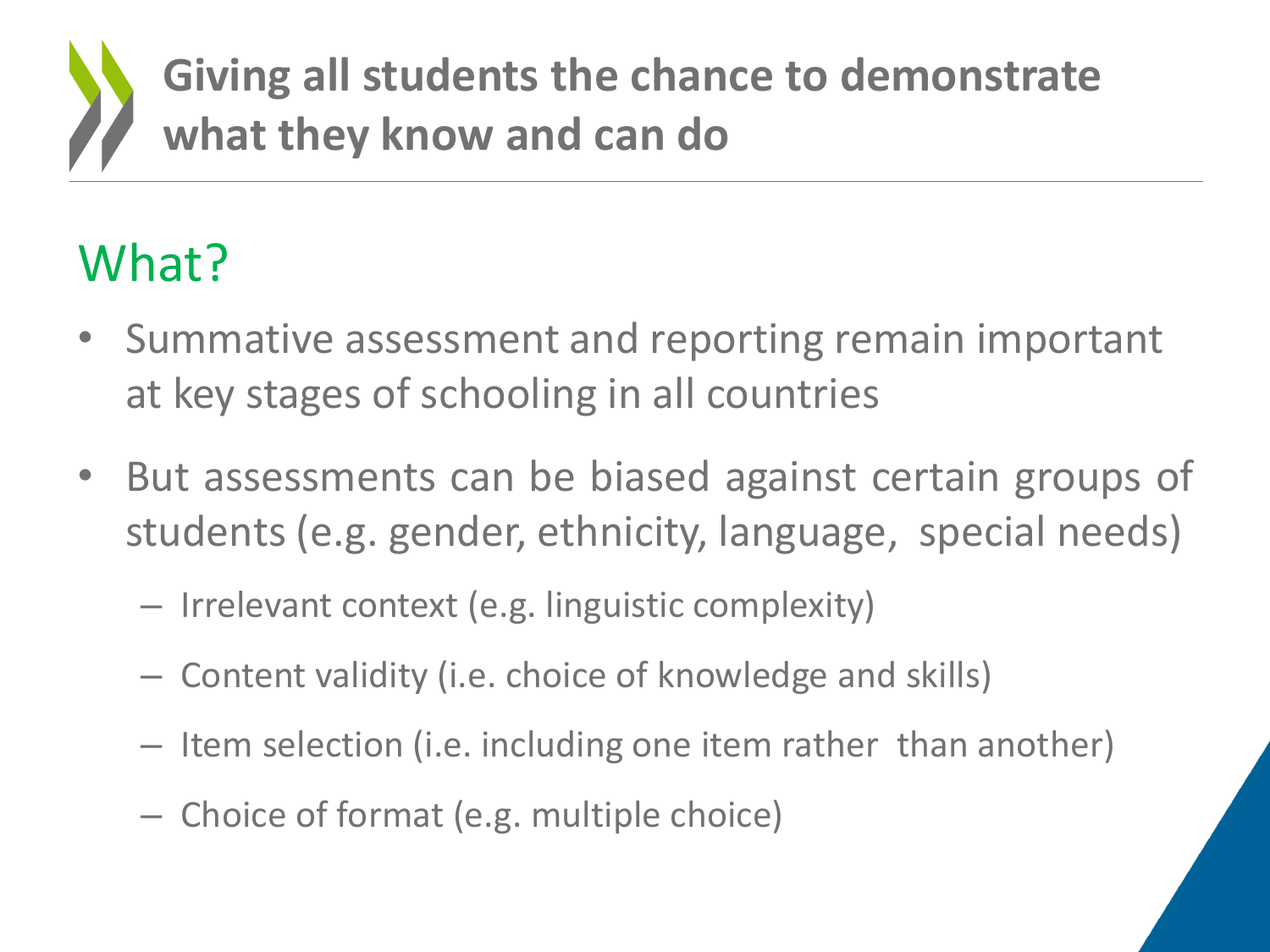# Giving all students the chance to demonstrate what they know and can do

## What?

- Summative assessment and reporting remain important at key stages of schooling in all countries
- But assessments can be biased against certain groups of students (e.g. gender, ethnicity, language, special needs)
  - Irrelevant context (e.g. linguistic complexity)
  - Content validity (i.e. choice of knowledge and skills)
  - Item selection (i.e. including one item rather than another)
  - Choice of format (e.g. multiple choice)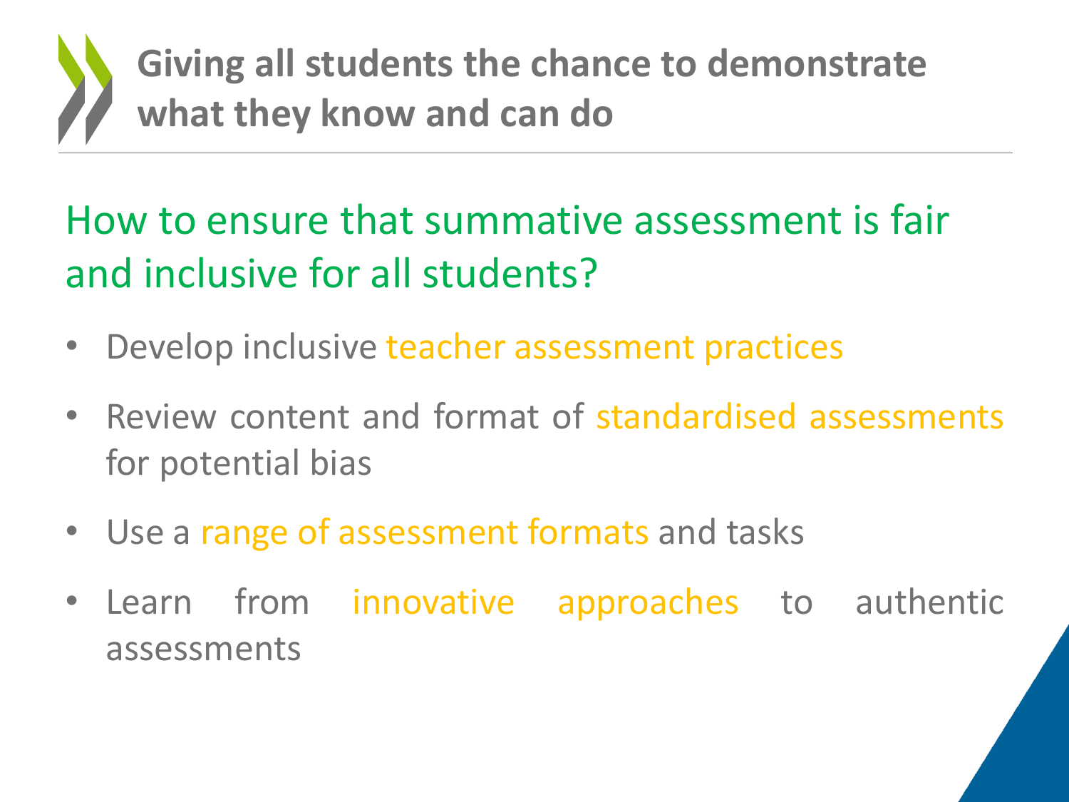# Giving all students the chance to demonstrate what they know and can do

## How to ensure that summative assessment is fair and inclusive for all students?

- Develop inclusive teacher assessment practices
- Review content and format of standardised assessments for potential bias
- Use a range of assessment formats and tasks
- Learn from innovative approaches to authentic assessments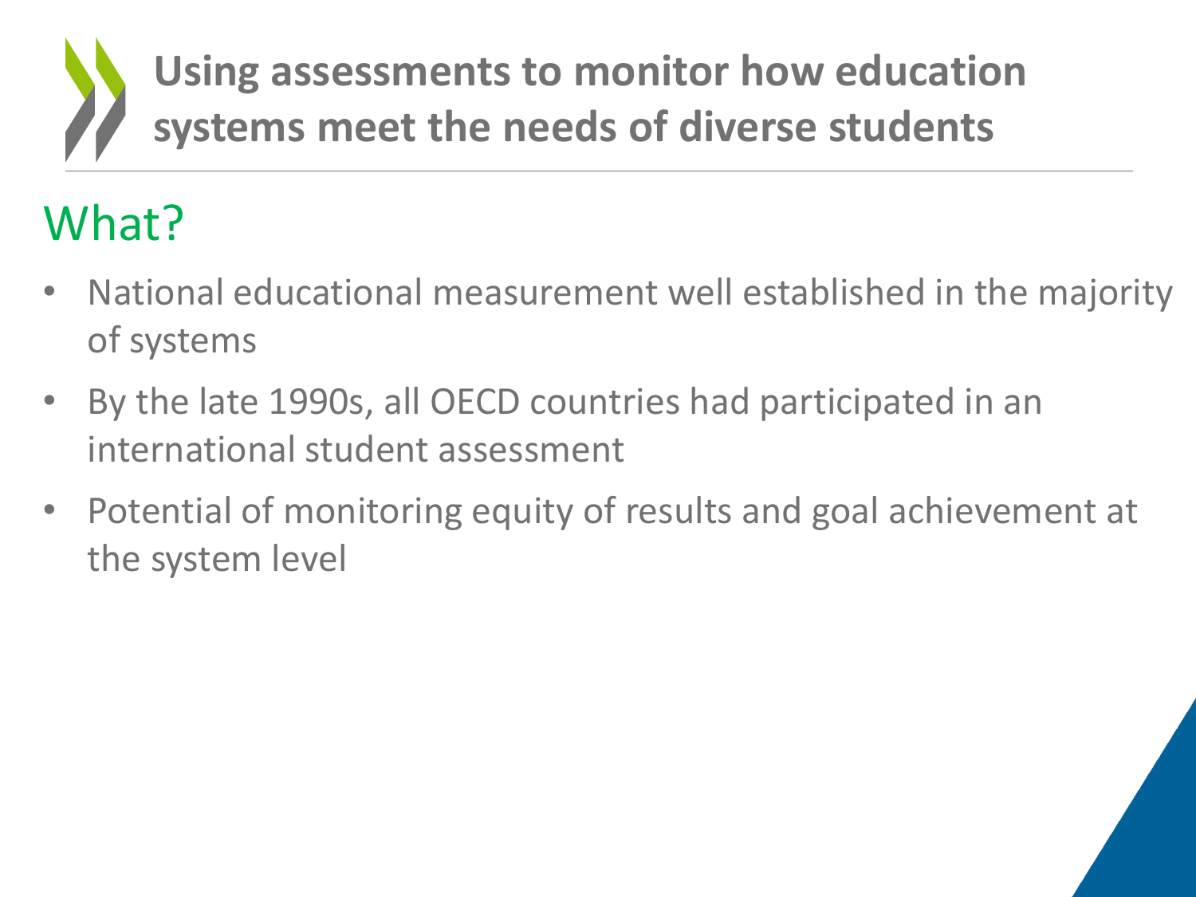# Using assessments to monitor how education systems meet the needs of diverse students

## What?

- National educational measurement well established in the majority of systems
- By the late 1990s, all OECD countries had participated in an international student assessment
- Potential of monitoring equity of results and goal achievement at the system level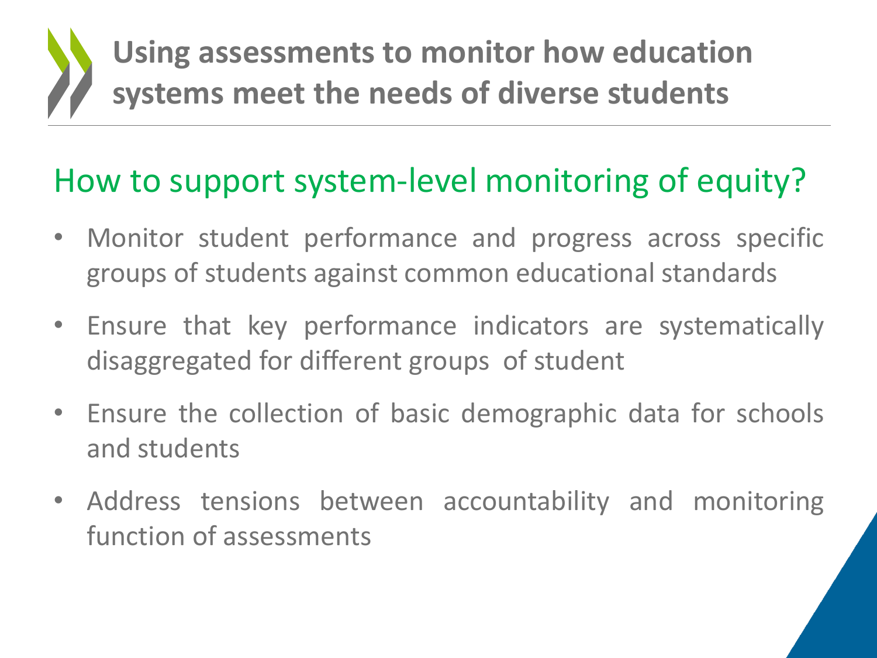# Using assessments to monitor how education systems meet the needs of diverse students

## How to support system-level monitoring of equity?

- Monitor student performance and progress across specific groups of students against common educational standards
- Ensure that key performance indicators are systematically disaggregated for different groups of student
- Ensure the collection of basic demographic data for schools and students
- Address tensions between accountability and monitoring function of assessments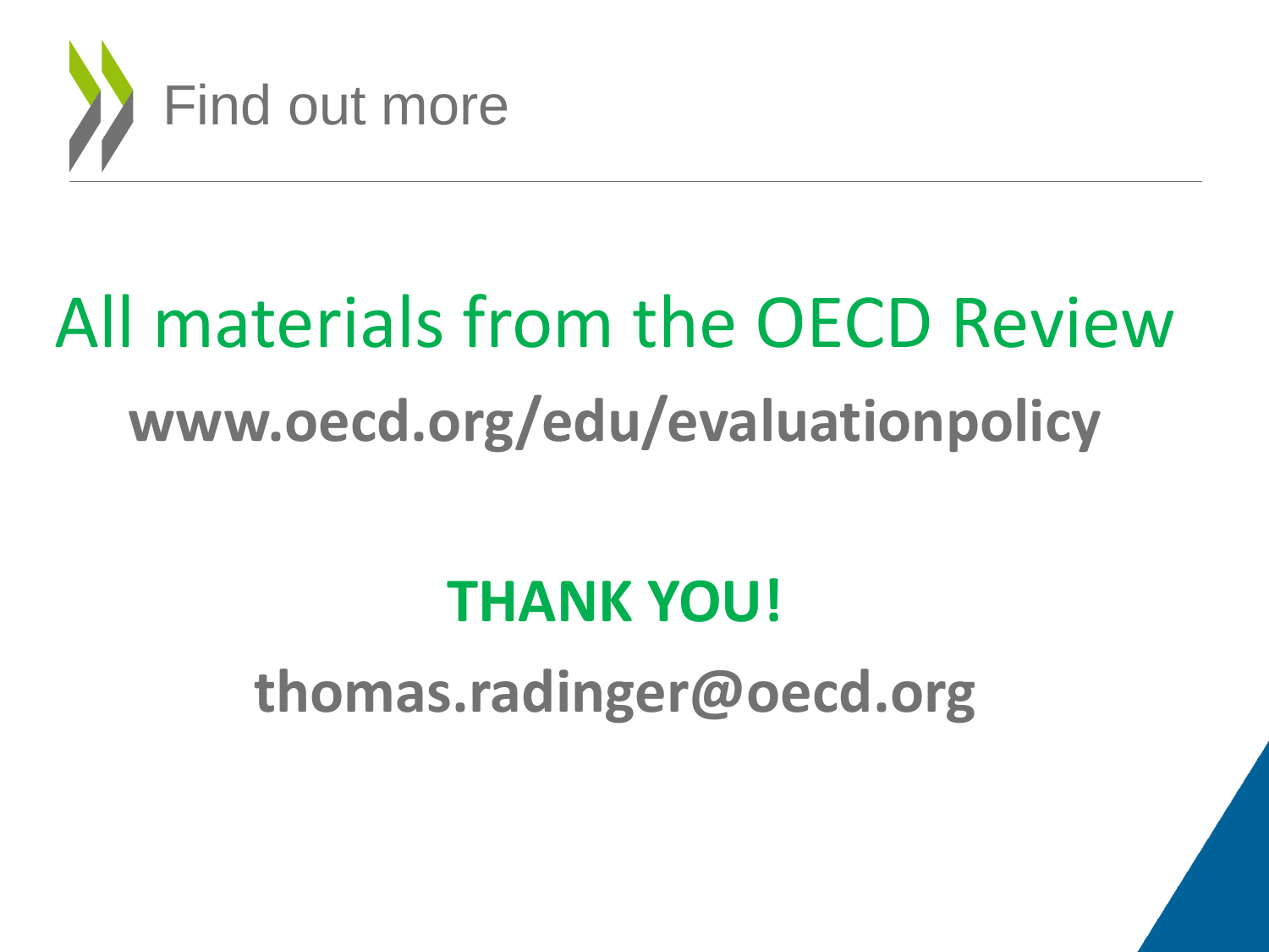# Find out more

## All materials from the OECD Review

**www.oecd.org/edu/evaluationpolicy**

**THANK YOU!**

**thomas.radinger@oecd.org**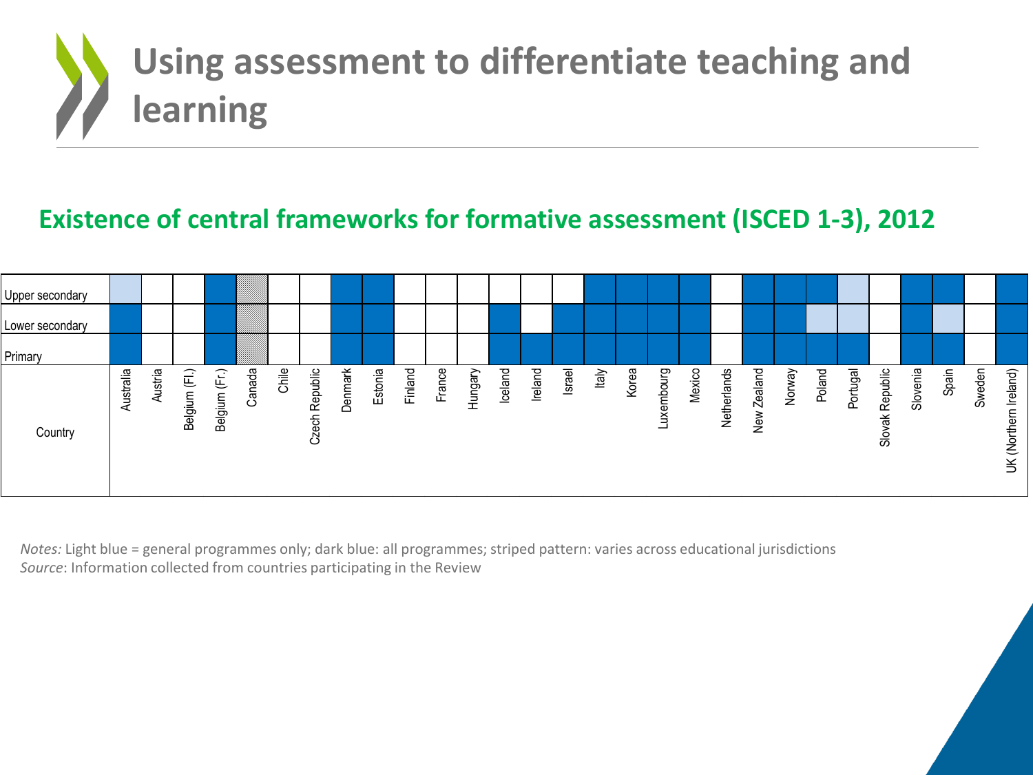# Using assessment to differentiate teaching and learning

## Existence of central frameworks for formative assessment (ISCED 1-3), 2012

| Country | Primary | Lower secondary | Upper secondary |
|---|---|---|---|
| Australia | Dark blue | Dark blue | Light blue |
| Austria | | | |
| Belgium (Fl.) | | | |
| Belgium (Fr.) | Dark blue | Dark blue | Dark blue |
| Canada | Striped | Striped | Striped |
| Chile | | | |
| Czech Republic | | | |
| Denmark | Dark blue | Dark blue | Dark blue |
| Estonia | Dark blue | Dark blue | Dark blue |
| Finland | | | |
| France | | | |
| Hungary | | | |
| Iceland | Dark blue | Dark blue | |
| Ireland | Dark blue | | |
| Israel | Dark blue | Dark blue | |
| Italy | Dark blue | Dark blue | Dark blue |
| Korea | Dark blue | Dark blue | Dark blue |
| Luxembourg | Dark blue | Dark blue | Dark blue |
| Mexico | Dark blue | Dark blue | Dark blue |
| Netherlands | | | |
| New Zealand | Dark blue | Dark blue | Dark blue |
| Norway | Dark blue | Dark blue | Dark blue |
| Poland | Dark blue | Light blue | Dark blue |
| Portugal | Dark blue | Light blue | Light blue |
| Slovak Republic | | | |
| Slovenia | Dark blue | Dark blue | Dark blue |
| Spain | Dark blue | Light blue | Dark blue |
| Sweden | | | |
| UK (Northern Ireland) | Dark blue | Dark blue | Dark blue |

*Notes:* Light blue = general programmes only; dark blue: all programmes; striped pattern: varies across educational jurisdictions

*Source*: Information collected from countries participating in the Review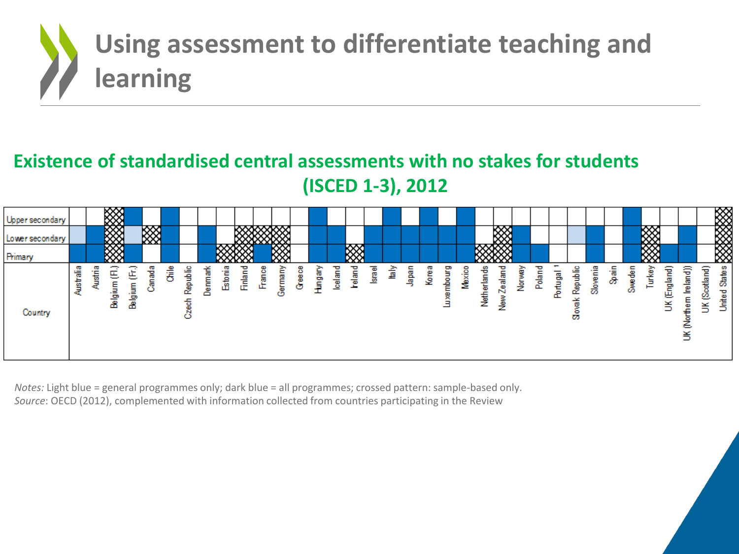# Using assessment to differentiate teaching and learning

## Existence of standardised central assessments with no stakes for students (ISCED 1-3), 2012

| Country | Primary | Lower secondary | Upper secondary |
|---|---|---|---|
| Australia | Dark blue | Light blue | |
| Austria | Dark blue | Dark blue | |
| Belgium (Fl.) | Crossed pattern | Crossed pattern | Crossed pattern |
| Belgium (Fr.) | Dark blue | Light blue | Dark blue |
| Canada | | Crossed pattern | |
| Chile | Dark blue | Dark blue | Dark blue |
| Czech Republic | | | |
| Denmark | Dark blue | Dark blue | |
| Estonia | Crossed pattern | | |
| Finland | Crossed pattern | Crossed pattern | |
| France | Dark blue | Crossed pattern | |
| Germany | Crossed pattern | Crossed pattern | |
| Greece | | | |
| Hungary | Dark blue | Dark blue | Dark blue |
| Iceland | Dark blue | Dark blue | |
| Ireland | Crossed pattern | | |
| Israel | Dark blue | Dark blue | |
| Italy | Dark blue | Dark blue | Dark blue |
| Japan | Dark blue | Dark blue | |
| Korea | Dark blue | Dark blue | Dark blue |
| Luxembourg | Dark blue | Dark blue | |
| Mexico | Dark blue | Dark blue | Dark blue |
| Netherlands | Crossed pattern | | |
| New Zealand | Crossed pattern | Crossed pattern | |
| Norway | Dark blue | Dark blue | |
| Poland | Dark blue | | |
| Portugal [1] | | | |
| Slovak Republic | | Light blue | |
| Slovenia | Dark blue | Dark blue | |
| Spain | | | |
| Sweden | Dark blue | Dark blue | Dark blue |
| Turkey | Crossed pattern | Crossed pattern | |
| UK (England) | Dark blue | | |
| UK (Northern Ireland) | Dark blue | Dark blue | |
| UK (Scotland) | | | |
| United States | Crossed pattern | Crossed pattern | Crossed pattern |

*Notes:* Light blue = general programmes only; dark blue = all programmes; crossed pattern: sample-based only.
*Source*: OECD (2012), complemented with information collected from countries participating in the Review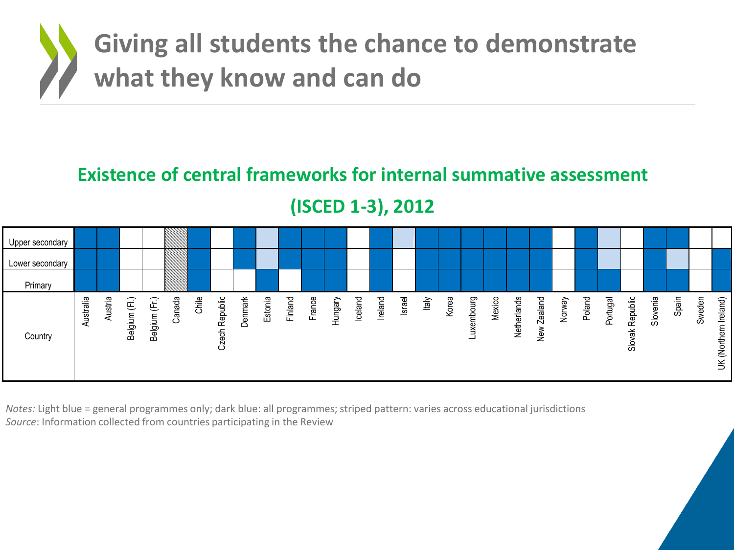# Giving all students the chance to demonstrate what they know and can do

## Existence of central frameworks for internal summative assessment (ISCED 1-3), 2012

| Country | Upper secondary | Lower secondary | Primary |
|---|---|---|---|
| Australia | Dark blue | Dark blue | Dark blue |
| Austria | Dark blue | Dark blue | Dark blue |
| Belgium (Fl.) | | | |
| Belgium (Fr.) | | | |
| Canada | Striped | Striped | Striped |
| Chile | Dark blue | Dark blue | Dark blue |
| Czech Republic | | | |
| Denmark | Dark blue | Dark blue | |
| Estonia | Light blue | Light blue | Dark blue |
| Finland | Dark blue | Dark blue | |
| France | Dark blue | Dark blue | Dark blue |
| Hungary | Dark blue | Dark blue | Dark blue |
| Iceland | | | |
| Ireland | Dark blue | Dark blue | Dark blue |
| Israel | Light blue | | |
| Italy | Dark blue | Dark blue | Dark blue |
| Korea | Dark blue | Dark blue | Dark blue |
| Luxembourg | Dark blue | Dark blue | Dark blue |
| Mexico | Dark blue | Dark blue | Dark blue |
| Netherlands | Dark blue | Dark blue | Dark blue |
| New Zealand | Dark blue | Dark blue | Dark blue |
| Norway | | | |
| Poland | Dark blue | Dark blue | Dark blue |
| Portugal | Light blue | Light blue | Dark blue |
| Slovak Republic | | | |
| Slovenia | Dark blue | Dark blue | Dark blue |
| Spain | Dark blue | Light blue | Dark blue |
| Sweden | | | |
| UK (Northern Ireland) | | Dark blue | Dark blue |

*Notes:* Light blue = general programmes only; dark blue: all programmes; striped pattern: varies across educational jurisdictions
*Source*: Information collected from countries participating in the Review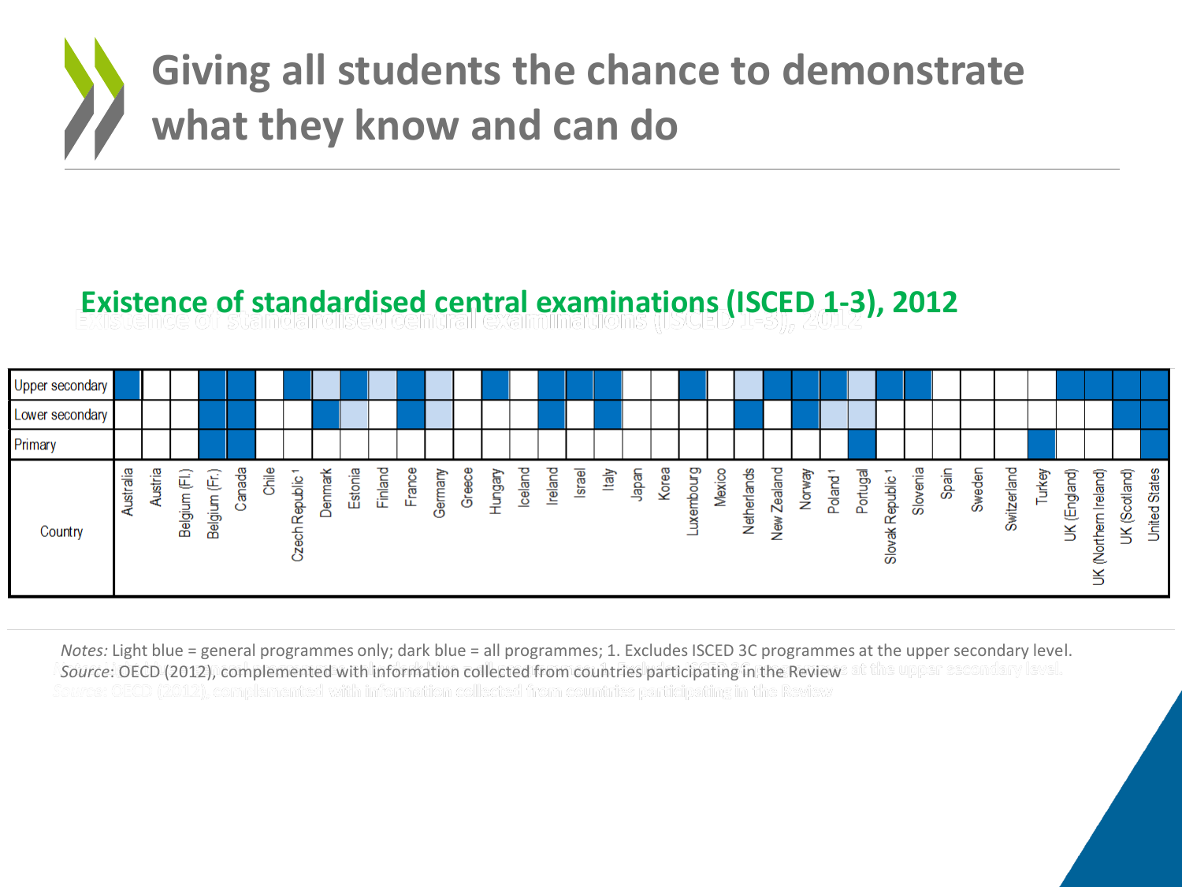# Giving all students the chance to demonstrate what they know and can do

## Existence of standardised central examinations (ISCED 1-3), 2012

| Country | Upper secondary | Lower secondary | Primary |
|---|---|---|---|
| Australia | Dark blue | | |
| Austria | | | |
| Belgium (Fl.) | | | |
| Belgium (Fr.) | Dark blue | Dark blue | Dark blue |
| Canada | Dark blue | Dark blue | Dark blue |
| Chile | | | |
| Czech Republic[1] | Dark blue | | |
| Denmark | Light blue | Dark blue | |
| Estonia | Dark blue | Light blue | |
| Finland | Light blue | | |
| France | Dark blue | Dark blue | |
| Germany | Light blue | Light blue | |
| Greece | | | |
| Hungary | Dark blue | | |
| Iceland | | | |
| Ireland | Dark blue | Dark blue | |
| Israel | Dark blue | | |
| Italy | Dark blue | Dark blue | |
| Japan | | | |
| Korea | | | |
| Luxembourg | Dark blue | | |
| Mexico | | | |
| Netherlands | Light blue | Dark blue | |
| New Zealand | Dark blue | | |
| Norway | Dark blue | Dark blue | |
| Poland[1] | Dark blue | Light blue | |
| Portugal | Light blue | Light blue | Dark blue |
| Slovak Republic[1] | Dark blue | | |
| Slovenia | Dark blue | | |
| Spain | | | |
| Sweden | | | |
| Switzerland | | | |
| Turkey | | | Dark blue |
| UK (England) | Dark blue | | |
| UK (Northern Ireland) | Dark blue | | |
| UK (Scotland) | Dark blue | Dark blue | |
| United States | Dark blue | Dark blue | Dark blue |

*Notes:* Light blue = general programmes only; dark blue = all programmes; 1. Excludes ISCED 3C programmes at the upper secondary level.

*Source*: OECD (2012), complemented with information collected from countries participating in the Review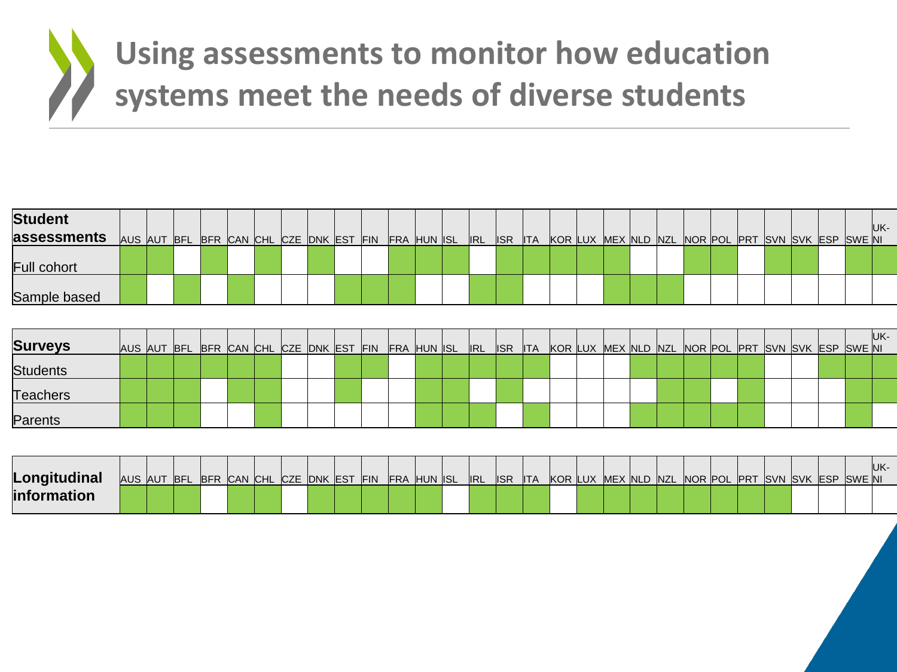# Using assessments to monitor how education systems meet the needs of diverse students

| Student assessments | AUS | AUT | BFL | BFR | CAN | CHL | CZE | DNK | EST | FIN | FRA | HUN | ISL | IRL | ISR | ITA | KOR | LUX | MEX | NLD | NZL | NOR | POL | PRT | SVN | SVK | ESP | SWE | UK-NI |
|---|---|---|---|---|---|---|---|---|---|---|---|---|---|---|---|---|---|---|---|---|---|---|---|---|---|---|---|---|---|
| Full cohort | ✓ | ✓ | | ✓ | | ✓ | | ✓ | | | ✓ | ✓ | ✓ | | ✓ | ✓ | ✓ | ✓ | ✓ | | | ✓ | ✓ | | ✓ | ✓ | | ✓ | ✓ |
| Sample based | ✓ | | ✓ | | ✓ | | | | ✓ | ✓ | ✓ | | | ✓ | ✓ | | | | ✓ | ✓ | ✓ | | | | | | | | |

| Surveys | AUS | AUT | BFL | BFR | CAN | CHL | CZE | DNK | EST | FIN | FRA | HUN | ISL | IRL | ISR | ITA | KOR | LUX | MEX | NLD | NZL | NOR | POL | PRT | SVN | SVK | ESP | SWE | UK-NI |
|---|---|---|---|---|---|---|---|---|---|---|---|---|---|---|---|---|---|---|---|---|---|---|---|---|---|---|---|---|---|
| Students | ✓ | ✓ | ✓ | ✓ | ✓ | ✓ | | | ✓ | ✓ | | ✓ | ✓ | ✓ | ✓ | ✓ | | | | ✓ | ✓ | ✓ | ✓ | ✓ | | | ✓ | ✓ | ✓ |
| Teachers | ✓ | ✓ | ✓ | | ✓ | ✓ | | | ✓ | | | ✓ | ✓ | | ✓ | | | | | | ✓ | ✓ | | ✓ | | | | ✓ | ✓ |
| Parents | ✓ | ✓ | ✓ | | | ✓ | | | | | | ✓ | ✓ | ✓ | | ✓ | | | | ✓ | ✓ | ✓ | ✓ | ✓ | | | | ✓ | |

| Longitudinal information | AUS | AUT | BFL | BFR | CAN | CHL | CZE | DNK | EST | FIN | FRA | HUN | ISL | IRL | ISR | ITA | KOR | LUX | MEX | NLD | NZL | NOR | POL | PRT | SVN | SVK | ESP | SWE | UK-NI |
|---|---|---|---|---|---|---|---|---|---|---|---|---|---|---|---|---|---|---|---|---|---|---|---|---|---|---|---|---|---|
| | ✓ | ✓ | ✓ | | ✓ | ✓ | | ✓ | ✓ | ✓ | ✓ | ✓ | | ✓ | ✓ | ✓ | | ✓ | ✓ | ✓ | ✓ | ✓ | ✓ | ✓ | ✓ | | | | |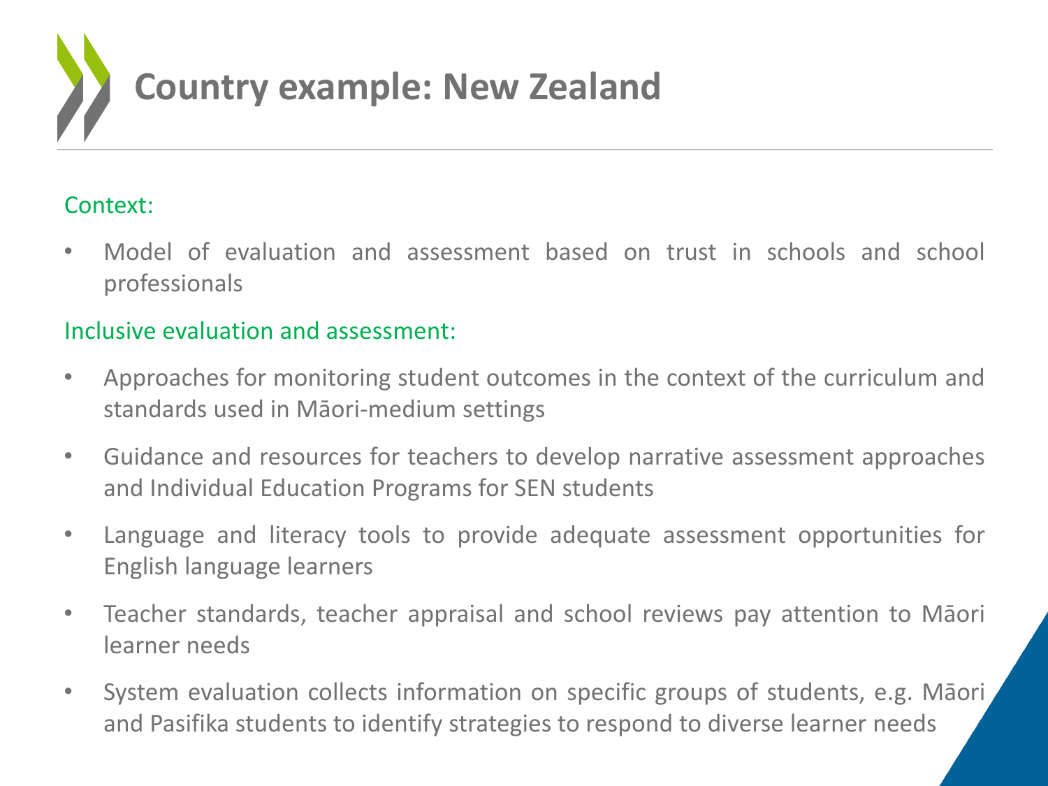# Country example: New Zealand

Context:

- Model of evaluation and assessment based on trust in schools and school professionals

Inclusive evaluation and assessment:

- Approaches for monitoring student outcomes in the context of the curriculum and standards used in Māori-medium settings
- Guidance and resources for teachers to develop narrative assessment approaches and Individual Education Programs for SEN students
- Language and literacy tools to provide adequate assessment opportunities for English language learners
- Teacher standards, teacher appraisal and school reviews pay attention to Māori learner needs
- System evaluation collects information on specific groups of students, e.g. Māori and Pasifika students to identify strategies to respond to diverse learner needs